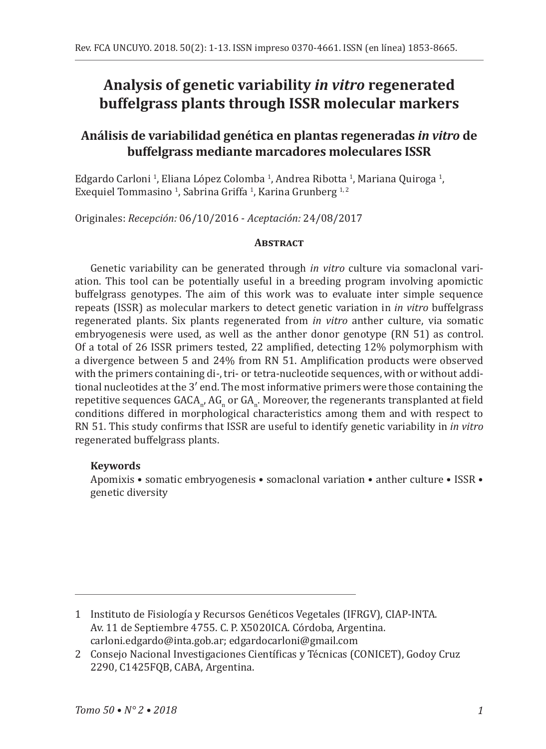# Analysis of genetic variability *in vitro* regenerated buffelgrass plants through ISSR molecular markers

## Análisis de variabilidad genética en plantas regeneradas *in vitro* de buffelgrass mediante marcadores moleculares ISSR

Edgardo Carloni [1], Eliana López Colomba [1], Andrea Ribotta [1], Mariana Quiroga [1], Exequiel Tommasino [1], Sabrina Griffa [1], Karina Grunberg [1, 2]

Originales: *Recepción:* 06/10/2016 - *Aceptación:* 24/08/2017

### Abstract

Genetic variability can be generated through *in vitro* culture via somaclonal variation. This tool can be potentially useful in a breeding program involving apomictic buffelgrass genotypes. The aim of this work was to evaluate inter simple sequence repeats (ISSR) as molecular markers to detect genetic variation in *in vitro* buffelgrass regenerated plants. Six plants regenerated from *in vitro* anther culture, via somatic embryogenesis were used, as well as the anther donor genotype (RN 51) as control. Of a total of 26 ISSR primers tested, 22 amplified, detecting 12% polymorphism with a divergence between 5 and 24% from RN 51. Amplification products were observed with the primers containing di-, tri- or tetra-nucleotide sequences, with or without additional nucleotides at the 3′ end. The most informative primers were those containing the repetitive sequences $GACA_n$, $AG_n$ or $GA_n$. Moreover, the regenerants transplanted at field conditions differed in morphological characteristics among them and with respect to RN 51. This study confirms that ISSR are useful to identify genetic variability in *in vitro* regenerated buffelgrass plants.

**Keywords**

Apomixis • somatic embryogenesis • somaclonal variation • anther culture • ISSR • genetic diversity

---

1 Instituto de Fisiología y Recursos Genéticos Vegetales (IFRGV), CIAP-INTA. Av. 11 de Septiembre 4755. C. P. X5020ICA. Córdoba, Argentina. carloni.edgardo@inta.gob.ar; edgardocarloni@gmail.com

2 Consejo Nacional Investigaciones Científicas y Técnicas (CONICET), Godoy Cruz 2290, C1425FQB, CABA, Argentina.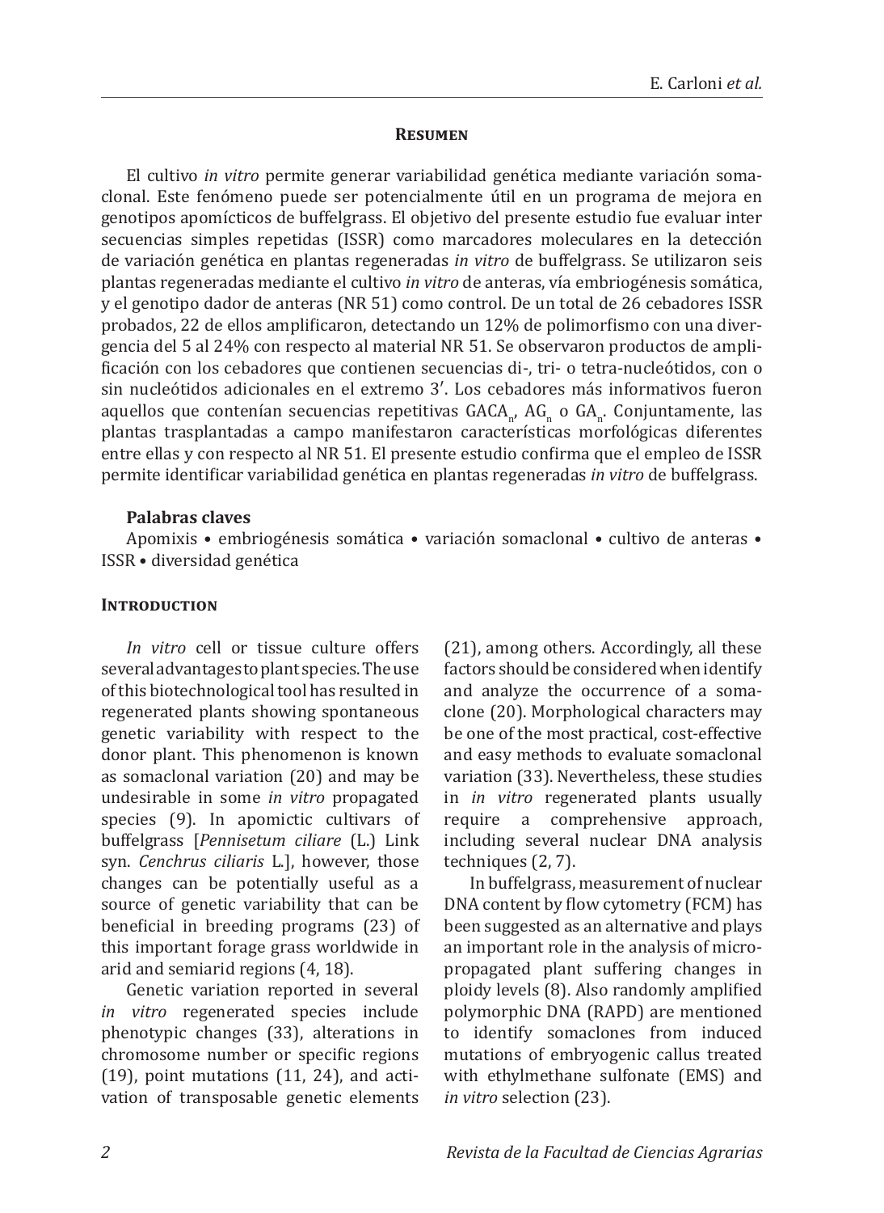## Resumen

El cultivo *in vitro* permite generar variabilidad genética mediante variación somaclonal. Este fenómeno puede ser potencialmente útil en un programa de mejora en genotipos apomícticos de buffelgrass. El objetivo del presente estudio fue evaluar inter secuencias simples repetidas (ISSR) como marcadores moleculares en la detección de variación genética en plantas regeneradas *in vitro* de buffelgrass. Se utilizaron seis plantas regeneradas mediante el cultivo *in vitro* de anteras, vía embriogénesis somática, y el genotipo dador de anteras (NR 51) como control. De un total de 26 cebadores ISSR probados, 22 de ellos amplificaron, detectando un 12% de polimorfismo con una divergencia del 5 al 24% con respecto al material NR 51. Se observaron productos de amplificación con los cebadores que contienen secuencias di-, tri- o tetra-nucleótidos, con o sin nucleótidos adicionales en el extremo 3′. Los cebadores más informativos fueron aquellos que contenían secuencias repetitivas $GACA_n$, $AG_n$ o $GA_n$. Conjuntamente, las plantas trasplantadas a campo manifestaron características morfológicas diferentes entre ellas y con respecto al NR 51. El presente estudio confirma que el empleo de ISSR permite identificar variabilidad genética en plantas regeneradas *in vitro* de buffelgrass.

**Palabras claves**

Apomixis • embriogénesis somática • variación somaclonal • cultivo de anteras • ISSR • diversidad genética

## Introduction

*In vitro* cell or tissue culture offers several advantages to plant species. The use of this biotechnological tool has resulted in regenerated plants showing spontaneous genetic variability with respect to the donor plant. This phenomenon is known as somaclonal variation (20) and may be undesirable in some *in vitro* propagated species (9). In apomictic cultivars of buffelgrass [*Pennisetum ciliare* (L.) Link syn. *Cenchrus ciliaris* L.], however, those changes can be potentially useful as a source of genetic variability that can be beneficial in breeding programs (23) of this important forage grass worldwide in arid and semiarid regions (4, 18).

Genetic variation reported in several *in vitro* regenerated species include phenotypic changes (33), alterations in chromosome number or specific regions (19), point mutations (11, 24), and activation of transposable genetic elements (21), among others. Accordingly, all these factors should be considered when identify and analyze the occurrence of a somaclone (20). Morphological characters may be one of the most practical, cost-effective and easy methods to evaluate somaclonal variation (33). Nevertheless, these studies in *in vitro* regenerated plants usually require a comprehensive approach, including several nuclear DNA analysis techniques (2, 7).

In buffelgrass, measurement of nuclear DNA content by flow cytometry (FCM) has been suggested as an alternative and plays an important role in the analysis of micropropagated plant suffering changes in ploidy levels (8). Also randomly amplified polymorphic DNA (RAPD) are mentioned to identify somaclones from induced mutations of embryogenic callus treated with ethylmethane sulfonate (EMS) and *in vitro* selection (23).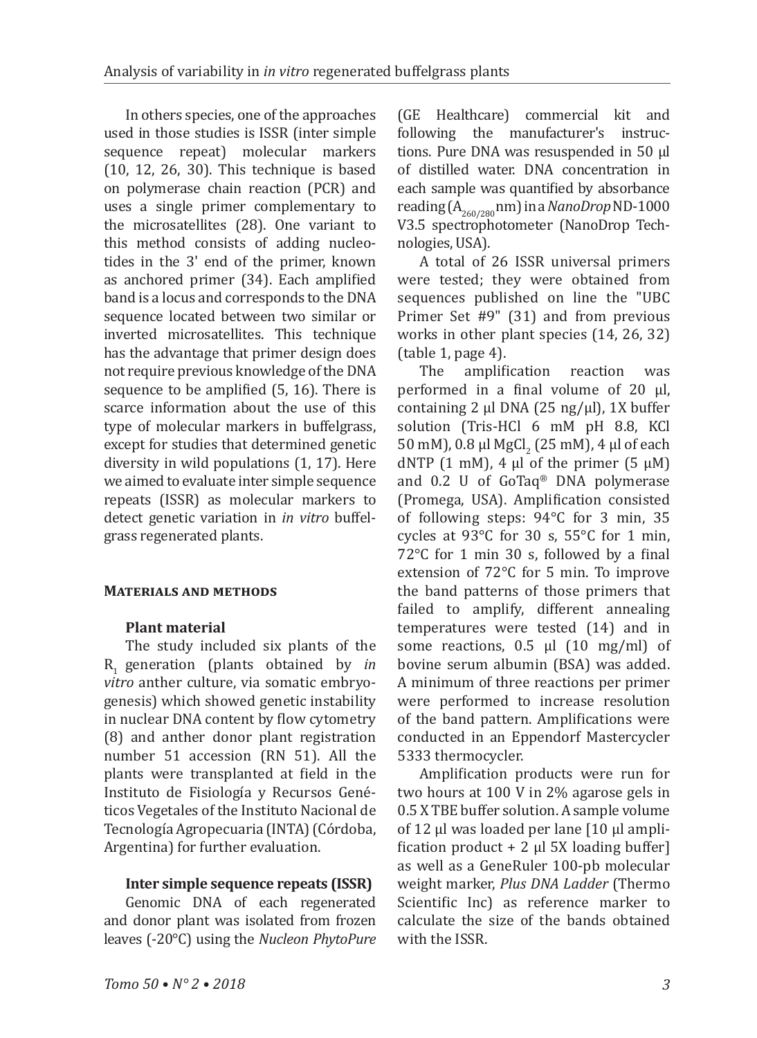In others species, one of the approaches used in those studies is ISSR (inter simple sequence repeat) molecular markers (10, 12, 26, 30). This technique is based on polymerase chain reaction (PCR) and uses a single primer complementary to the microsatellites (28). One variant to this method consists of adding nucleotides in the 3' end of the primer, known as anchored primer (34). Each amplified band is a locus and corresponds to the DNA sequence located between two similar or inverted microsatellites. This technique has the advantage that primer design does not require previous knowledge of the DNA sequence to be amplified (5, 16). There is scarce information about the use of this type of molecular markers in buffelgrass, except for studies that determined genetic diversity in wild populations (1, 17). Here we aimed to evaluate inter simple sequence repeats (ISSR) as molecular markers to detect genetic variation in *in vitro* buffelgrass regenerated plants.

## Materials and methods

### Plant material

The study included six plants of the $R_1$ generation (plants obtained by *in vitro* anther culture, via somatic embryogenesis) which showed genetic instability in nuclear DNA content by flow cytometry (8) and anther donor plant registration number 51 accession (RN 51). All the plants were transplanted at field in the Instituto de Fisiología y Recursos Genéticos Vegetales of the Instituto Nacional de Tecnología Agropecuaria (INTA) (Córdoba, Argentina) for further evaluation.

### Inter simple sequence repeats (ISSR)

Genomic DNA of each regenerated and donor plant was isolated from frozen leaves (-20°C) using the *Nucleon PhytoPure* (GE Healthcare) commercial kit and following the manufacturer's instructions. Pure DNA was resuspended in 50 μl of distilled water. DNA concentration in each sample was quantified by absorbance reading ($A_{260/280}$ nm) in a *NanoDrop* ND-1000 V3.5 spectrophotometer (NanoDrop Technologies, USA).

A total of 26 ISSR universal primers were tested; they were obtained from sequences published on line the "UBC Primer Set #9" (31) and from previous works in other plant species (14, 26, 32) (table 1, page 4).

The amplification reaction was performed in a final volume of 20 μl, containing 2 μl DNA (25 ng/μl), 1X buffer solution (Tris-HCl 6 mM pH 8.8, KCl 50 mM), 0.8 μl $MgCl_2$ (25 mM), 4 μl of each dNTP (1 mM), 4 μl of the primer (5 μM) and 0.2 U of GoTaq® DNA polymerase (Promega, USA). Amplification consisted of following steps: 94°C for 3 min, 35 cycles at 93°C for 30 s, 55°C for 1 min, 72°C for 1 min 30 s, followed by a final extension of 72°C for 5 min. To improve the band patterns of those primers that failed to amplify, different annealing temperatures were tested (14) and in some reactions, 0.5 μl (10 mg/ml) of bovine serum albumin (BSA) was added. A minimum of three reactions per primer were performed to increase resolution of the band pattern. Amplifications were conducted in an Eppendorf Mastercycler 5333 thermocycler.

Amplification products were run for two hours at 100 V in 2% agarose gels in 0.5 X TBE buffer solution. A sample volume of 12 μl was loaded per lane [10 μl amplification product + 2 μl 5X loading buffer] as well as a GeneRuler 100-pb molecular weight marker, *Plus DNA Ladder* (Thermo Scientific Inc) as reference marker to calculate the size of the bands obtained with the ISSR.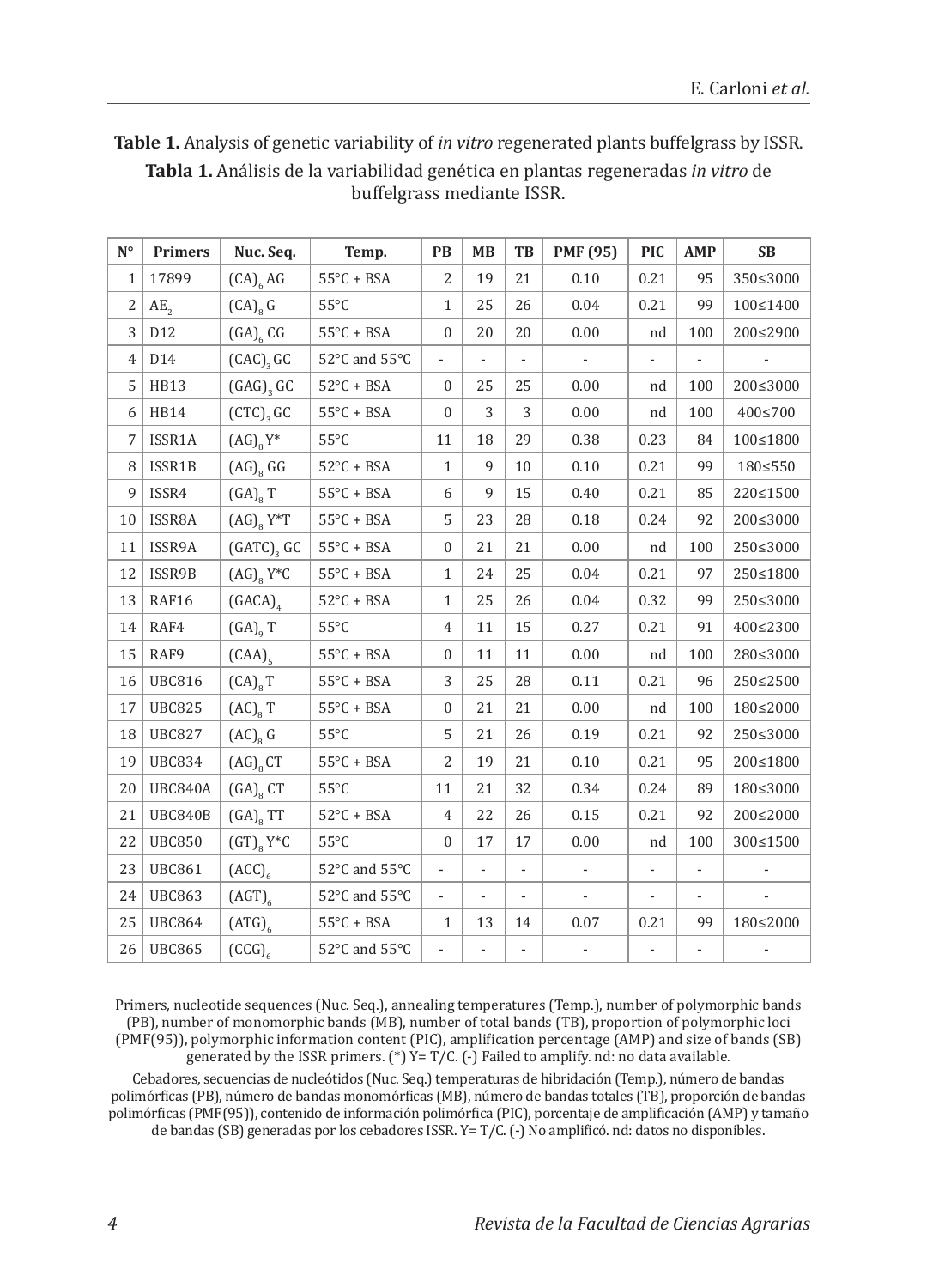**Table 1.** Analysis of genetic variability of *in vitro* regenerated plants buffelgrass by ISSR.

**Tabla 1.** Análisis de la variabilidad genética en plantas regeneradas *in vitro* de buffelgrass mediante ISSR.

| N° | Primers | Nuc. Seq. | Temp. | PB | MB | TB | PMF (95) | PIC | AMP | SB |
|---|---|---|---|---|---|---|---|---|---|---|
| 1 | 17899 | $(CA)_6$ AG | 55°C + BSA | 2 | 19 | 21 | 0.10 | 0.21 | 95 | 350≤3000 |
| 2 | $AE_2$ | $(CA)_8$ G | 55°C | 1 | 25 | 26 | 0.04 | 0.21 | 99 | 100≤1400 |
| 3 | D12 | $(GA)_6$ CG | 55°C + BSA | 0 | 20 | 20 | 0.00 | nd | 100 | 200≤2900 |
| 4 | D14 | $(CAC)_3$ GC | 52°C and 55°C | - | - | - | - | - | - | - |
| 5 | HB13 | $(GAG)_3$ GC | 52°C + BSA | 0 | 25 | 25 | 0.00 | nd | 100 | 200≤3000 |
| 6 | HB14 | $(CTC)_3$ GC | 55°C + BSA | 0 | 3 | 3 | 0.00 | nd | 100 | 400≤700 |
| 7 | ISSR1A | $(AG)_8$ Y* | 55°C | 11 | 18 | 29 | 0.38 | 0.23 | 84 | 100≤1800 |
| 8 | ISSR1B | $(AG)_8$ GG | 52°C + BSA | 1 | 9 | 10 | 0.10 | 0.21 | 99 | 180≤550 |
| 9 | ISSR4 | $(GA)_8$ T | 55°C + BSA | 6 | 9 | 15 | 0.40 | 0.21 | 85 | 220≤1500 |
| 10 | ISSR8A | $(AG)_8$ Y*T | 55°C + BSA | 5 | 23 | 28 | 0.18 | 0.24 | 92 | 200≤3000 |
| 11 | ISSR9A | $(GATC)_3$ GC | 55°C + BSA | 0 | 21 | 21 | 0.00 | nd | 100 | 250≤3000 |
| 12 | ISSR9B | $(AG)_8$ Y*C | 55°C + BSA | 1 | 24 | 25 | 0.04 | 0.21 | 97 | 250≤1800 |
| 13 | RAF16 | $(GACA)_4$ | 52°C + BSA | 1 | 25 | 26 | 0.04 | 0.32 | 99 | 250≤3000 |
| 14 | RAF4 | $(GA)_9$ T | 55°C | 4 | 11 | 15 | 0.27 | 0.21 | 91 | 400≤2300 |
| 15 | RAF9 | $(CAA)_5$ | 55°C + BSA | 0 | 11 | 11 | 0.00 | nd | 100 | 280≤3000 |
| 16 | UBC816 | $(CA)_8$ T | 55°C + BSA | 3 | 25 | 28 | 0.11 | 0.21 | 96 | 250≤2500 |
| 17 | UBC825 | $(AC)_8$ T | 55°C + BSA | 0 | 21 | 21 | 0.00 | nd | 100 | 180≤2000 |
| 18 | UBC827 | $(AC)_8$ G | 55°C | 5 | 21 | 26 | 0.19 | 0.21 | 92 | 250≤3000 |
| 19 | UBC834 | $(AG)_8$ CT | 55°C + BSA | 2 | 19 | 21 | 0.10 | 0.21 | 95 | 200≤1800 |
| 20 | UBC840A | $(GA)_8$ CT | 55°C | 11 | 21 | 32 | 0.34 | 0.24 | 89 | 180≤3000 |
| 21 | UBC840B | $(GA)_8$ TT | 52°C + BSA | 4 | 22 | 26 | 0.15 | 0.21 | 92 | 200≤2000 |
| 22 | UBC850 | $(GT)_8$ Y*C | 55°C | 0 | 17 | 17 | 0.00 | nd | 100 | 300≤1500 |
| 23 | UBC861 | $(ACC)_6$ | 52°C and 55°C | - | - | - | - | - | - | - |
| 24 | UBC863 | $(AGT)_6$ | 52°C and 55°C | - | - | - | - | - | - | - |
| 25 | UBC864 | $(ATG)_6$ | 55°C + BSA | 1 | 13 | 14 | 0.07 | 0.21 | 99 | 180≤2000 |
| 26 | UBC865 | $(CCG)_6$ | 52°C and 55°C | - | - | - | - | - | - | - |

Primers, nucleotide sequences (Nuc. Seq.), annealing temperatures (Temp.), number of polymorphic bands (PB), number of monomorphic bands (MB), number of total bands (TB), proportion of polymorphic loci (PMF(95)), polymorphic information content (PIC), amplification percentage (AMP) and size of bands (SB) generated by the ISSR primers. (*) Y= T/C. (-) Failed to amplify. nd: no data available.

Cebadores, secuencias de nucleótidos (Nuc. Seq.) temperaturas de hibridación (Temp.), número de bandas polimórficas (PB), número de bandas monomórficas (MB), número de bandas totales (TB), proporción de bandas polimórficas (PMF(95)), contenido de información polimórfica (PIC), porcentaje de amplificación (AMP) y tamaño de bandas (SB) generadas por los cebadores ISSR. Y= T/C. (-) No amplificó. nd: datos no disponibles.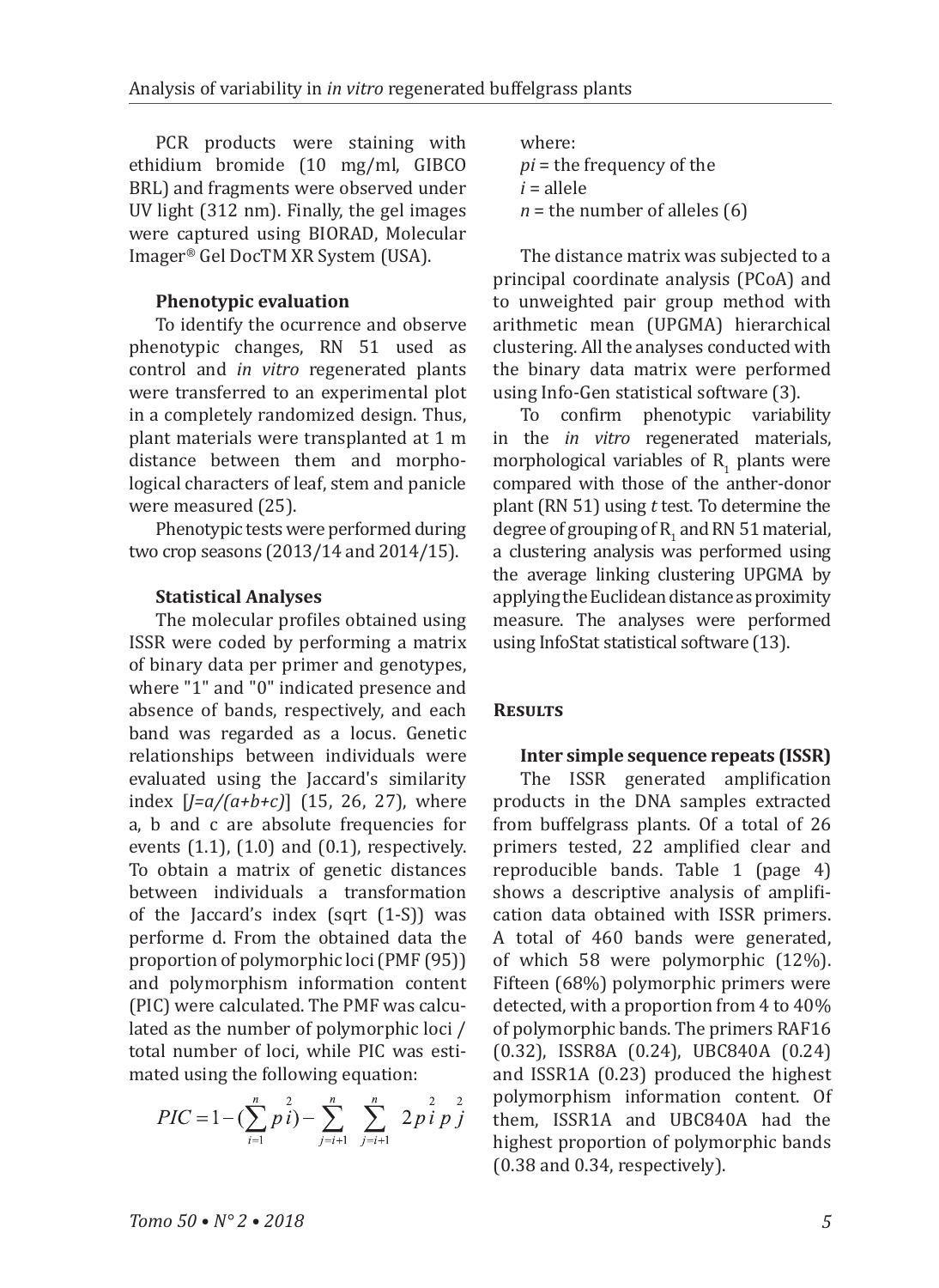PCR products were staining with ethidium bromide (10 mg/ml, GIBCO BRL) and fragments were observed under UV light (312 nm). Finally, the gel images were captured using BIORAD, Molecular Imager® Gel DocTM XR System (USA).

### Phenotypic evaluation

To identify the ocurrence and observe phenotypic changes, RN 51 used as control and *in vitro* regenerated plants were transferred to an experimental plot in a completely randomized design. Thus, plant materials were transplanted at 1 m distance between them and morphological characters of leaf, stem and panicle were measured (25).

Phenotypic tests were performed during two crop seasons (2013/14 and 2014/15).

### Statistical Analyses

The molecular profiles obtained using ISSR were coded by performing a matrix of binary data per primer and genotypes, where "1" and "0" indicated presence and absence of bands, respectively, and each band was regarded as a locus. Genetic relationships between individuals were evaluated using the Jaccard's similarity index [$J=a/(a+b+c)$] (15, 26, 27), where a, b and c are absolute frequencies for events (1.1), (1.0) and (0.1), respectively. To obtain a matrix of genetic distances between individuals a transformation of the Jaccard's index (sqrt (1-S)) was performe d. From the obtained data the proportion of polymorphic loci (PMF (95)) and polymorphism information content (PIC) were calculated. The PMF was calculated as the number of polymorphic loci / total number of loci, while PIC was estimated using the following equation:

$$PIC = 1 - \left(\sum_{i=1}^{n} p_i^2\right) - \sum_{j=i+1}^{n} \sum_{j=i+1}^{n} 2 p_i^2 p_j^2$$

where:
*pi* = the frequency of the
*i* = allele
*n* = the number of alleles (6)

The distance matrix was subjected to a principal coordinate analysis (PCoA) and to unweighted pair group method with arithmetic mean (UPGMA) hierarchical clustering. All the analyses conducted with the binary data matrix were performed using Info-Gen statistical software (3).

To confirm phenotypic variability in the *in vitro* regenerated materials, morphological variables of $R_1$ plants were compared with those of the anther-donor plant (RN 51) using *t* test. To determine the degree of grouping of $R_1$ and RN 51 material, a clustering analysis was performed using the average linking clustering UPGMA by applying the Euclidean distance as proximity measure. The analyses were performed using InfoStat statistical software (13).

## Results

### Inter simple sequence repeats (ISSR)

The ISSR generated amplification products in the DNA samples extracted from buffelgrass plants. Of a total of 26 primers tested, 22 amplified clear and reproducible bands. Table 1 (page 4) shows a descriptive analysis of amplification data obtained with ISSR primers. A total of 460 bands were generated, of which 58 were polymorphic (12%). Fifteen (68%) polymorphic primers were detected, with a proportion from 4 to 40% of polymorphic bands. The primers RAF16 (0.32), ISSR8A (0.24), UBC840A (0.24) and ISSR1A (0.23) produced the highest polymorphism information content. Of them, ISSR1A and UBC840A had the highest proportion of polymorphic bands (0.38 and 0.34, respectively).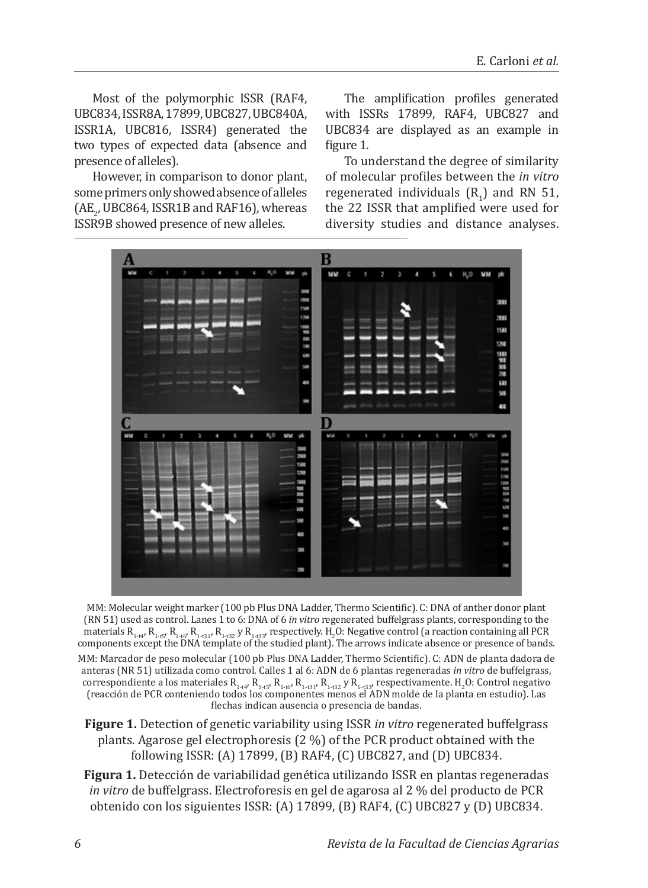Most of the polymorphic ISSR (RAF4, UBC834, ISSR8A, 17899, UBC827, UBC840A, ISSR1A, UBC816, ISSR4) generated the two types of expected data (absence and presence of alleles).

However, in comparison to donor plant, some primers only showed absence of alleles ($AE_2$, UBC864, ISSR1B and RAF16), whereas ISSR9B showed presence of new alleles.

The amplification profiles generated with ISSRs 17899, RAF4, UBC827 and UBC834 are displayed as an example in figure 1.

To understand the degree of similarity of molecular profiles between the *in vitro* regenerated individuals ($R_1$) and RN 51, the 22 ISSR that amplified were used for diversity studies and distance analyses.

MM: Molecular weight marker (100 pb Plus DNA Ladder, Thermo Scientific). C: DNA of anther donor plant (RN 51) used as control. Lanes 1 to 6: DNA of 6 *in vitro* regenerated buffelgrass plants, corresponding to the materials $R_{1\text{-}t4}$, $R_{1\text{-}t5}$, $R_{1\text{-}t6}$, $R_{1\text{-}t31}$, $R_{1\text{-}t32}$ y $R_{1\text{-}t33}$, respectively. $H_2O$: Negative control (a reaction containing all PCR components except the DNA template of the studied plant). The arrows indicate absence or presence of bands.

MM: Marcador de peso molecular (100 pb Plus DNA Ladder, Thermo Scientific). C: ADN de planta dadora de anteras (NR 51) utilizada como control. Calles 1 al 6: ADN de 6 plantas regeneradas *in vitro* de buffelgrass, correspondiente a los materiales $R_{1\text{-}t4}$, $R_{1\text{-}t5}$, $R_{1\text{-}t6}$, $R_{1\text{-}t31}$, $R_{1\text{-}t32}$ y $R_{1\text{-}t33}$, respectivamente. $H_2O$: Control negativo (reacción de PCR conteniendo todos los componentes menos el ADN molde de la planta en estudio). Las flechas indican ausencia o presencia de bandas.

**Figure 1.** Detection of genetic variability using ISSR *in vitro* regenerated buffelgrass plants. Agarose gel electrophoresis (2 %) of the PCR product obtained with the following ISSR: (A) 17899, (B) RAF4, (C) UBC827, and (D) UBC834.

**Figura 1.** Detección de variabilidad genética utilizando ISSR en plantas regeneradas *in vitro* de buffelgrass. Electroforesis en gel de agarosa al 2 % del producto de PCR obtenido con los siguientes ISSR: (A) 17899, (B) RAF4, (C) UBC827 y (D) UBC834.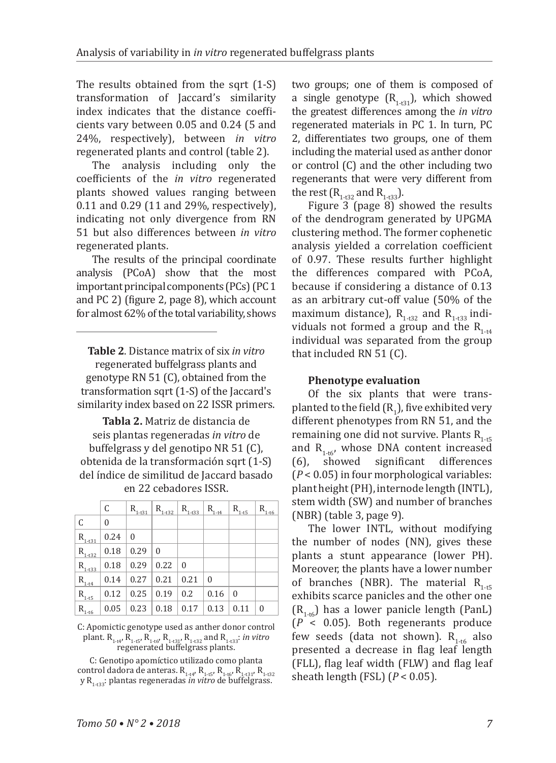The results obtained from the sqrt (1-S) transformation of Jaccard's similarity index indicates that the distance coefficients vary between 0.05 and 0.24 (5 and 24%, respectively), between *in vitro* regenerated plants and control (table 2).

The analysis including only the coefficients of the *in vitro* regenerated plants showed values ranging between 0.11 and 0.29 (11 and 29%, respectively), indicating not only divergence from RN 51 but also differences between *in vitro* regenerated plants.

The results of the principal coordinate analysis (PCoA) show that the most important principal components (PCs) (PC 1 and PC 2) (figure 2, page 8), which account for almost 62% of the total variability, shows two groups; one of them is composed of a single genotype ($R_{1\text{-}t31}$), which showed the greatest differences among the *in vitro* regenerated materials in PC 1. In turn, PC 2, differentiates two groups, one of them including the material used as anther donor or control (C) and the other including two regenerants that were very different from the rest ($R_{1\text{-}t32}$ and $R_{1\text{-}t33}$).

Figure 3 (page 8) showed the results of the dendrogram generated by UPGMA clustering method. The former cophenetic analysis yielded a correlation coefficient of 0.97. These results further highlight the differences compared with PCoA, because if considering a distance of 0.13 as an arbitrary cut-off value (50% of the maximum distance), $R_{1\text{-}t32}$ and $R_{1\text{-}t33}$ individuals not formed a group and the $R_{1\text{-}t4}$ individual was separated from the group that included RN 51 (C).

**Table 2**. Distance matrix of six *in vitro* regenerated buffelgrass plants and genotype RN 51 (C), obtained from the transformation sqrt (1-S) of the Jaccard's similarity index based on 22 ISSR primers.

**Tabla 2.** Matriz de distancia de seis plantas regeneradas *in vitro* de buffelgrass y del genotipo NR 51 (C), obtenida de la transformación sqrt (1-S) del índice de similitud de Jaccard basado en 22 cebadores ISSR.

| | C | $R_{1\text{-}t31}$ | $R_{1\text{-}t32}$ | $R_{1\text{-}t33}$ | $R_{1\text{-}t4}$ | $R_{1\text{-}t5}$ | $R_{1\text{-}t6}$ |
|---|---|---|---|---|---|---|---|
| C | 0 | | | | | | |
| $R_{1\text{-}t31}$ | 0.24 | 0 | | | | | |
| $R_{1\text{-}t32}$ | 0.18 | 0.29 | 0 | | | | |
| $R_{1\text{-}t33}$ | 0.18 | 0.29 | 0.22 | 0 | | | |
| $R_{1\text{-}t4}$ | 0.14 | 0.27 | 0.21 | 0.21 | 0 | | |
| $R_{1\text{-}t5}$ | 0.12 | 0.25 | 0.19 | 0.2 | 0.16 | 0 | |
| $R_{1\text{-}t6}$ | 0.05 | 0.23 | 0.18 | 0.17 | 0.13 | 0.11 | 0 |

C: Apomictic genotype used as anther donor control plant. $R_{1\text{-}t4}$, $R_{1\text{-}t5}$, $R_{1\text{-}t6}$, $R_{1\text{-}t31}$, $R_{1\text{-}t32}$ and $R_{1\text{-}t33}$: *in vitro* regenerated buffelgrass plants.

C: Genotipo apomíctico utilizado como planta control dadora de anteras. $R_{1\text{-}t4}$, $R_{1\text{-}t5}$, $R_{1\text{-}t6}$, $R_{1\text{-}t31}$, $R_{1\text{-}t32}$ y $R_{1\text{-}t33}$: plantas regeneradas *in vitro* de buffelgrass.

### Phenotype evaluation

Of the six plants that were transplanted to the field ($R_1$), five exhibited very different phenotypes from RN 51, and the remaining one did not survive. Plants $R_{1\text{-}t5}$ and $R_{1\text{-}t6}$, whose DNA content increased (6), showed significant differences ($P < 0.05$) in four morphological variables: plant height (PH), internode length (INTL), stem width (SW) and number of branches (NBR) (table 3, page 9).

The lower INTL, without modifying the number of nodes (NN), gives these plants a stunt appearance (lower PH). Moreover, the plants have a lower number of branches (NBR). The material $R_{1\text{-}t5}$ exhibits scarce panicles and the other one ($R_{1\text{-}t6}$) has a lower panicle length (PanL) ($P < 0.05$). Both regenerants produce few seeds (data not shown). $R_{1\text{-}t6}$ also presented a decrease in flag leaf length (FLL), flag leaf width (FLW) and flag leaf sheath length (FSL) ($P < 0.05$).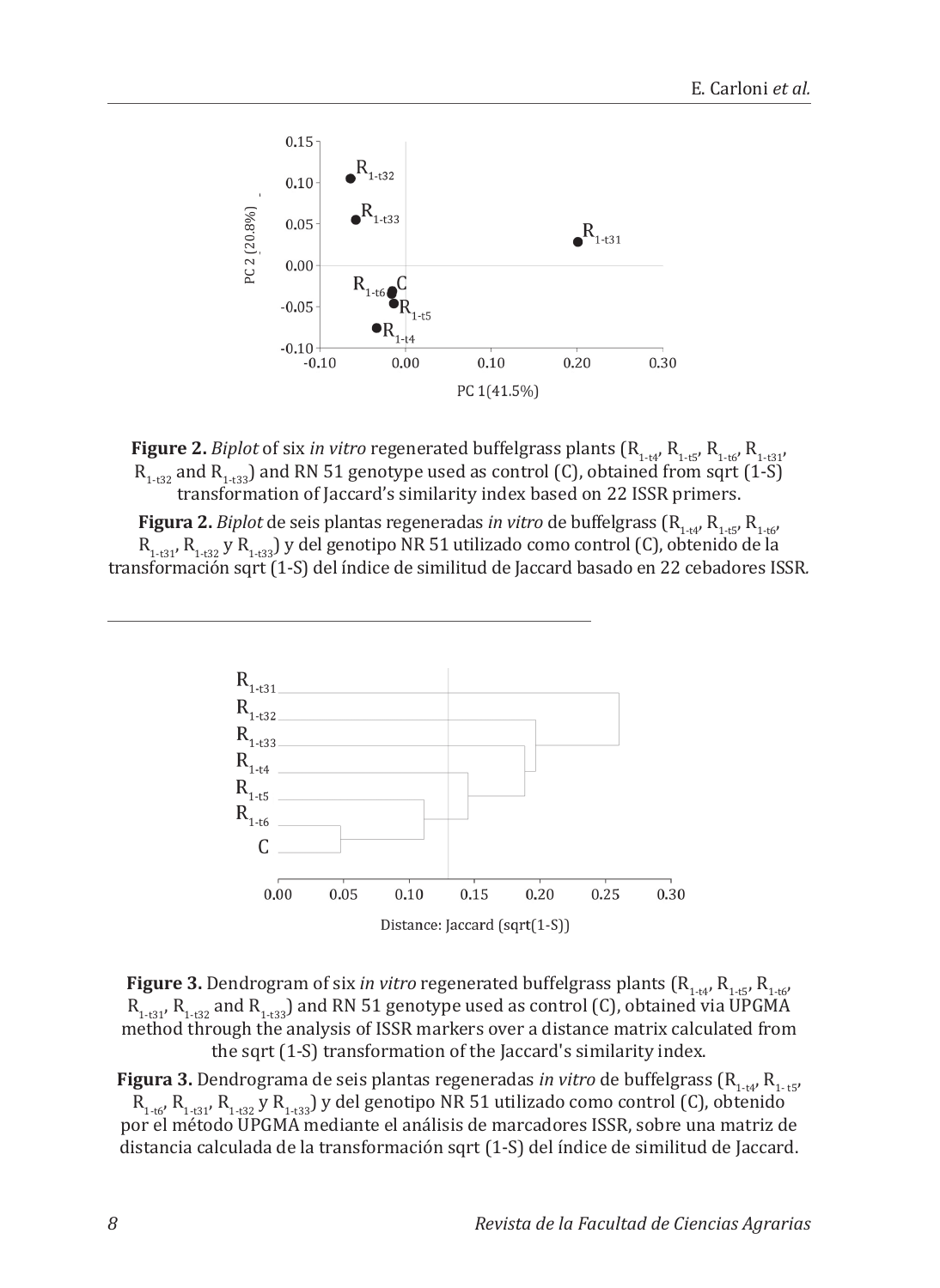**Figure 2.** *Biplot* of six *in vitro* regenerated buffelgrass plants ($R_{1\text{-}t4}$, $R_{1\text{-}t5}$, $R_{1\text{-}t6}$, $R_{1\text{-}t31}$, $R_{1\text{-}t32}$ and $R_{1\text{-}t33}$) and RN 51 genotype used as control (C), obtained from sqrt (1-S) transformation of Jaccard's similarity index based on 22 ISSR primers.

**Figura 2.** *Biplot* de seis plantas regeneradas *in vitro* de buffelgrass ($R_{1\text{-}t4}$, $R_{1\text{-}t5}$, $R_{1\text{-}t6}$, $R_{1\text{-}t31}$, $R_{1\text{-}t32}$ y $R_{1\text{-}t33}$) y del genotipo NR 51 utilizado como control (C), obtenido de la transformación sqrt (1-S) del índice de similitud de Jaccard basado en 22 cebadores ISSR.

**Figure 3.** Dendrogram of six *in vitro* regenerated buffelgrass plants ($R_{1\text{-}t4}$, $R_{1\text{-}t5}$, $R_{1\text{-}t6}$, $R_{1\text{-}t31}$, $R_{1\text{-}t32}$ and $R_{1\text{-}t33}$) and RN 51 genotype used as control (C), obtained via UPGMA method through the analysis of ISSR markers over a distance matrix calculated from the sqrt (1-S) transformation of the Jaccard's similarity index.

**Figura 3.** Dendrograma de seis plantas regeneradas *in vitro* de buffelgrass ($R_{1\text{-}t4}$, $R_{1\text{-}t5}$, $R_{1\text{-}t6}$, $R_{1\text{-}t31}$, $R_{1\text{-}t32}$ y $R_{1\text{-}t33}$) y del genotipo NR 51 utilizado como control (C), obtenido por el método UPGMA mediante el análisis de marcadores ISSR, sobre una matriz de distancia calculada de la transformación sqrt (1-S) del índice de similitud de Jaccard.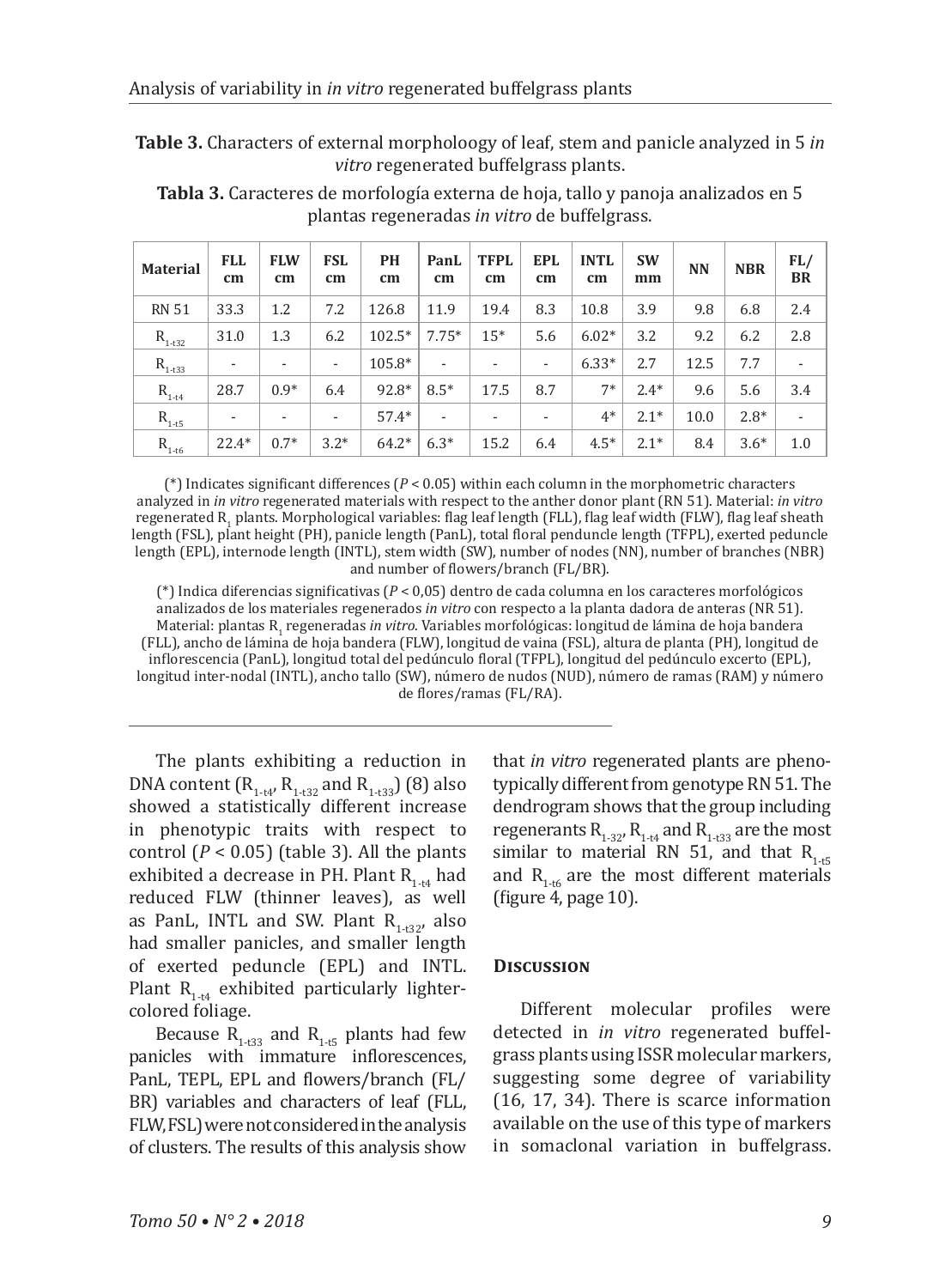**Table 3.** Characters of external morpholoogy of leaf, stem and panicle analyzed in 5 *in vitro* regenerated buffelgrass plants.

**Tabla 3.** Caracteres de morfología externa de hoja, tallo y panoja analizados en 5 plantas regeneradas *in vitro* de buffelgrass.

| Material | FLL cm | FLW cm | FSL cm | PH cm | PanL cm | TFPL cm | EPL cm | INTL cm | SW mm | NN | NBR | FL/BR |
|---|---|---|---|---|---|---|---|---|---|---|---|---|
| RN 51 | 33.3 | 1.2 | 7.2 | 126.8 | 11.9 | 19.4 | 8.3 | 10.8 | 3.9 | 9.8 | 6.8 | 2.4 |
| $R_{1\text{-}t32}$ | 31.0 | 1.3 | 6.2 | 102.5* | 7.75* | 15* | 5.6 | 6.02* | 3.2 | 9.2 | 6.2 | 2.8 |
| $R_{1\text{-}t33}$ | - | - | - | 105.8* | - | - | - | 6.33* | 2.7 | 12.5 | 7.7 | - |
| $R_{1\text{-}t4}$ | 28.7 | 0.9* | 6.4 | 92.8* | 8.5* | 17.5 | 8.7 | 7* | 2.4* | 9.6 | 5.6 | 3.4 |
| $R_{1\text{-}t5}$ | - | - | - | 57.4* | - | - | - | 4* | 2.1* | 10.0 | 2.8* | - |
| $R_{1\text{-}t6}$ | 22.4* | 0.7* | 3.2* | 64.2* | 6.3* | 15.2 | 6.4 | 4.5* | 2.1* | 8.4 | 3.6* | 1.0 |

(*) Indicates significant differences ($P < 0.05$) within each column in the morphometric characters analyzed in *in vitro* regenerated materials with respect to the anther donor plant (RN 51). Material: *in vitro* regenerated $R_1$ plants. Morphological variables: flag leaf length (FLL), flag leaf width (FLW), flag leaf sheath length (FSL), plant height (PH), panicle length (PanL), total floral penduncle length (TFPL), exerted peduncle length (EPL), internode length (INTL), stem width (SW), number of nodes (NN), number of branches (NBR) and number of flowers/branch (FL/BR).

(*) Indica diferencias significativas ($P < 0,05$) dentro de cada columna en los caracteres morfológicos analizados de los materiales regenerados *in vitro* con respecto a la planta dadora de anteras (NR 51). Material: plantas $R_1$ regeneradas *in vitro*. Variables morfológicas: longitud de lámina de hoja bandera (FLL), ancho de lámina de hoja bandera (FLW), longitud de vaina (FSL), altura de planta (PH), longitud de inflorescencia (PanL), longitud total del pedúnculo floral (TFPL), longitud del pedúnculo excerto (EPL), longitud inter-nodal (INTL), ancho tallo (SW), número de nudos (NUD), número de ramas (RAM) y número de flores/ramas (FL/RA).

The plants exhibiting a reduction in DNA content ($R_{1\text{-}t4}$, $R_{1\text{-}t32}$ and $R_{1\text{-}t33}$) (8) also showed a statistically different increase in phenotypic traits with respect to control ($P < 0.05$) (table 3). All the plants exhibited a decrease in PH. Plant $R_{1\text{-}t4}$ had reduced FLW (thinner leaves), as well as PanL, INTL and SW. Plant $R_{1\text{-}t32}$, also had smaller panicles, and smaller length of exerted peduncle (EPL) and INTL. Plant $R_{1\text{-}t4}$ exhibited particularly lighter-colored foliage.

Because $R_{1\text{-}t33}$ and $R_{1\text{-}t5}$ plants had few panicles with immature inflorescences, PanL, TEPL, EPL and flowers/branch (FL/BR) variables and characters of leaf (FLL, FLW, FSL) were not considered in the analysis of clusters. The results of this analysis show that *in vitro* regenerated plants are phenotypically different from genotype RN 51. The dendrogram shows that the group including regenerants $R_{1\text{-}32}$, $R_{1\text{-}t4}$ and $R_{1\text{-}t33}$ are the most similar to material RN 51, and that $R_{1\text{-}t5}$ and $R_{1\text{-}t6}$ are the most different materials (figure 4, page 10).

## Discussion

Different molecular profiles were detected in *in vitro* regenerated buffelgrass plants using ISSR molecular markers, suggesting some degree of variability (16, 17, 34). There is scarce information available on the use of this type of markers in somaclonal variation in buffelgrass.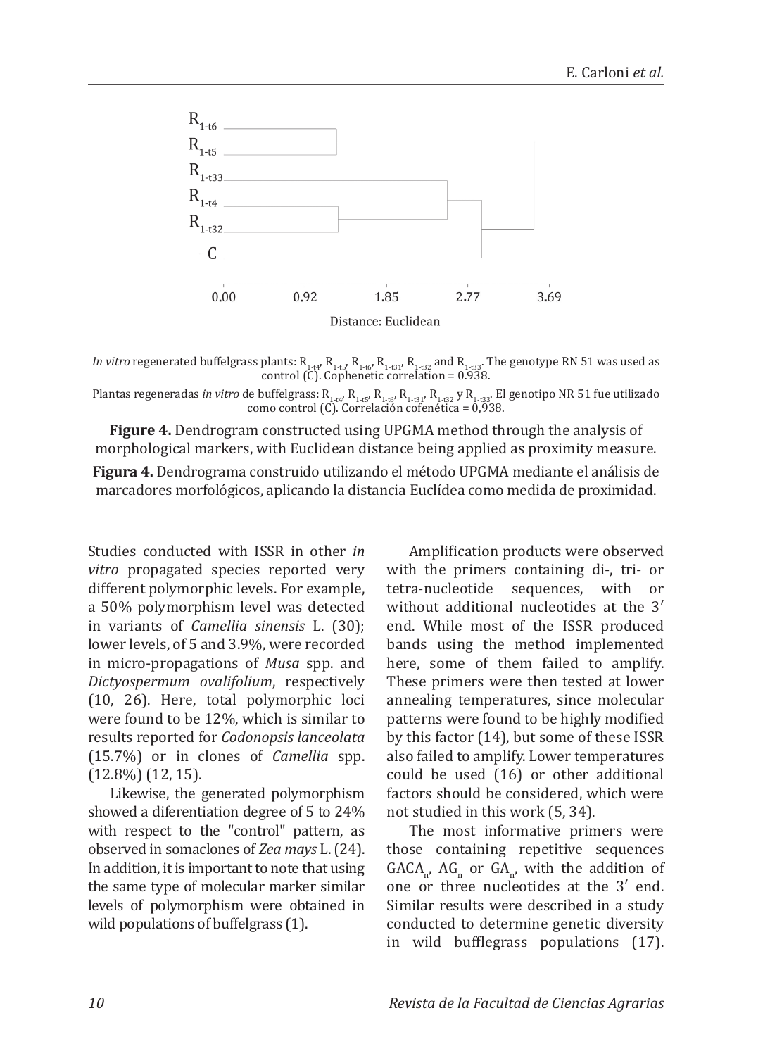*In vitro* regenerated buffelgrass plants: $R_{1-t4}$, $R_{1-t5}$, $R_{1-t6}$, $R_{1-t31}$, $R_{1-t32}$ and $R_{1-t33}$. The genotype RN 51 was used as control (C). Cophenetic correlation = 0.938.

Plantas regeneradas *in vitro* de buffelgrass: $R_{1-t4}$, $R_{1-t5}$, $R_{1-t6}$, $R_{1-t31}$, $R_{1-t32}$ y $R_{1-t33}$. El genotipo NR 51 fue utilizado como control (C). Correlación cofenética = 0,938.

**Figure 4.** Dendrogram constructed using UPGMA method through the analysis of morphological markers, with Euclidean distance being applied as proximity measure.

**Figura 4.** Dendrograma construido utilizando el método UPGMA mediante el análisis de marcadores morfológicos, aplicando la distancia Euclídea como medida de proximidad.

Studies conducted with ISSR in other *in vitro* propagated species reported very different polymorphic levels. For example, a 50% polymorphism level was detected in variants of *Camellia sinensis* L. (30); lower levels, of 5 and 3.9%, were recorded in micro-propagations of *Musa* spp. and *Dictyospermum ovalifolium*, respectively (10, 26). Here, total polymorphic loci were found to be 12%, which is similar to results reported for *Codonopsis lanceolata* (15.7%) or in clones of *Camellia* spp. (12.8%) (12, 15).

Likewise, the generated polymorphism showed a diferentiation degree of 5 to 24% with respect to the "control" pattern, as observed in somaclones of *Zea mays* L. (24). In addition, it is important to note that using the same type of molecular marker similar levels of polymorphism were obtained in wild populations of buffelgrass (1).

Amplification products were observed with the primers containing di-, tri- or tetra-nucleotide sequences, with or without additional nucleotides at the 3′ end. While most of the ISSR produced bands using the method implemented here, some of them failed to amplify. These primers were then tested at lower annealing temperatures, since molecular patterns were found to be highly modified by this factor (14), but some of these ISSR also failed to amplify. Lower temperatures could be used (16) or other additional factors should be considered, which were not studied in this work (5, 34).

The most informative primers were those containing repetitive sequences $GACA_n$, $AG_n$ or $GA_n$, with the addition of one or three nucleotides at the 3′ end. Similar results were described in a study conducted to determine genetic diversity in wild bufflegrass populations (17).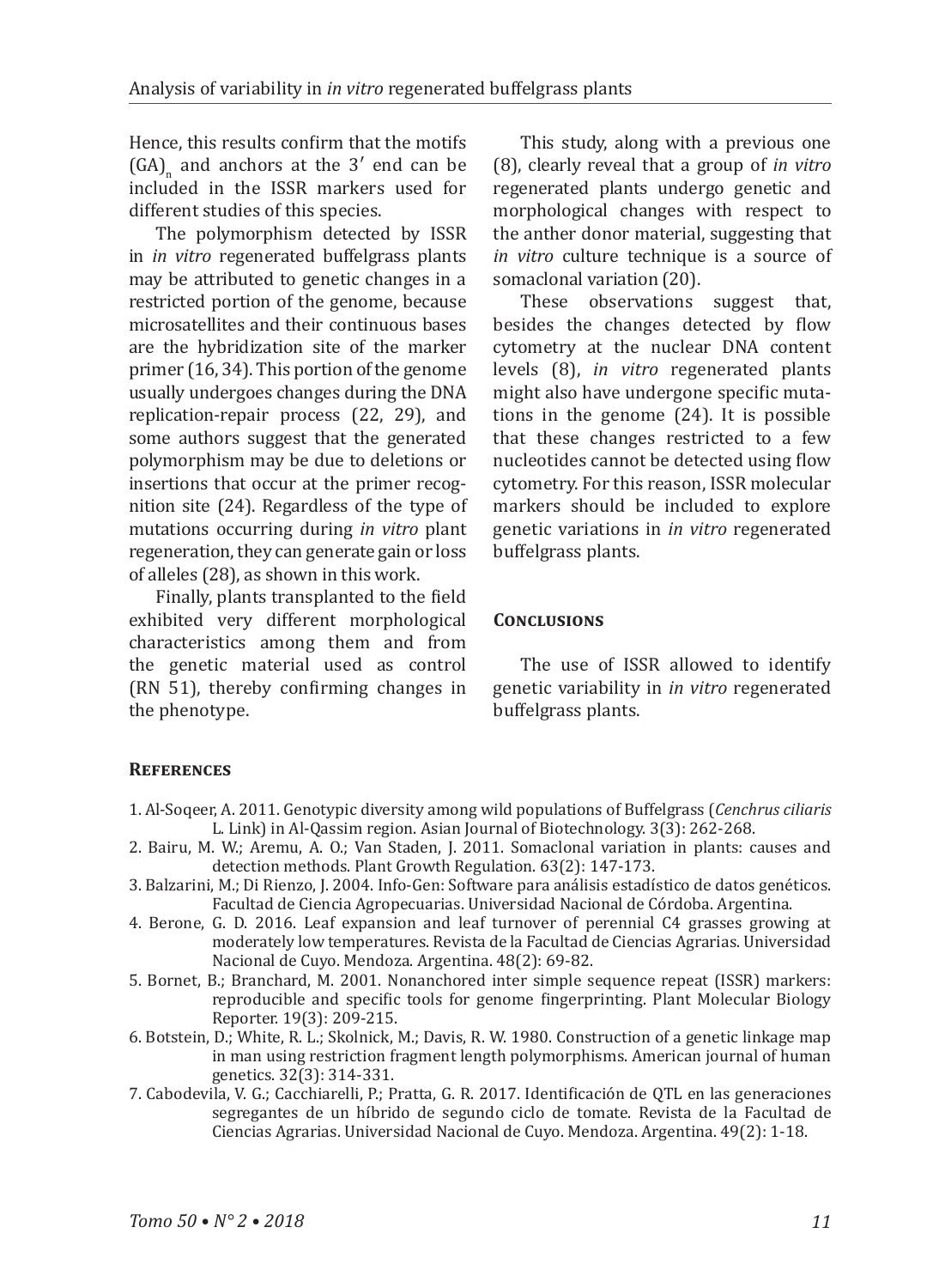Hence, this results confirm that the motifs $(GA)_n$ and anchors at the 3′ end can be included in the ISSR markers used for different studies of this species.

The polymorphism detected by ISSR in *in vitro* regenerated buffelgrass plants may be attributed to genetic changes in a restricted portion of the genome, because microsatellites and their continuous bases are the hybridization site of the marker primer (16, 34). This portion of the genome usually undergoes changes during the DNA replication-repair process (22, 29), and some authors suggest that the generated polymorphism may be due to deletions or insertions that occur at the primer recognition site (24). Regardless of the type of mutations occurring during *in vitro* plant regeneration, they can generate gain or loss of alleles (28), as shown in this work.

Finally, plants transplanted to the field exhibited very different morphological characteristics among them and from the genetic material used as control (RN 51), thereby confirming changes in the phenotype.

This study, along with a previous one (8), clearly reveal that a group of *in vitro* regenerated plants undergo genetic and morphological changes with respect to the anther donor material, suggesting that *in vitro* culture technique is a source of somaclonal variation (20).

These observations suggest that, besides the changes detected by flow cytometry at the nuclear DNA content levels (8), *in vitro* regenerated plants might also have undergone specific mutations in the genome (24). It is possible that these changes restricted to a few nucleotides cannot be detected using flow cytometry. For this reason, ISSR molecular markers should be included to explore genetic variations in *in vitro* regenerated buffelgrass plants.

## Conclusions

The use of ISSR allowed to identify genetic variability in *in vitro* regenerated buffelgrass plants.

## References

1. Al-Soqeer, A. 2011. Genotypic diversity among wild populations of Buffelgrass (*Cenchrus ciliaris* L. Link) in Al-Qassim region. Asian Journal of Biotechnology. 3(3): 262-268.
2. Bairu, M. W.; Aremu, A. O.; Van Staden, J. 2011. Somaclonal variation in plants: causes and detection methods. Plant Growth Regulation. 63(2): 147-173.
3. Balzarini, M.; Di Rienzo, J. 2004. Info-Gen: Software para análisis estadístico de datos genéticos. Facultad de Ciencia Agropecuarias. Universidad Nacional de Córdoba. Argentina.
4. Berone, G. D. 2016. Leaf expansion and leaf turnover of perennial C4 grasses growing at moderately low temperatures. Revista de la Facultad de Ciencias Agrarias. Universidad Nacional de Cuyo. Mendoza. Argentina. 48(2): 69-82.
5. Bornet, B.; Branchard, M. 2001. Nonanchored inter simple sequence repeat (ISSR) markers: reproducible and specific tools for genome fingerprinting. Plant Molecular Biology Reporter. 19(3): 209-215.
6. Botstein, D.; White, R. L.; Skolnick, M.; Davis, R. W. 1980. Construction of a genetic linkage map in man using restriction fragment length polymorphisms. American journal of human genetics. 32(3): 314-331.
7. Cabodevila, V. G.; Cacchiarelli, P.; Pratta, G. R. 2017. Identificación de QTL en las generaciones segregantes de un híbrido de segundo ciclo de tomate. Revista de la Facultad de Ciencias Agrarias. Universidad Nacional de Cuyo. Mendoza. Argentina. 49(2): 1-18.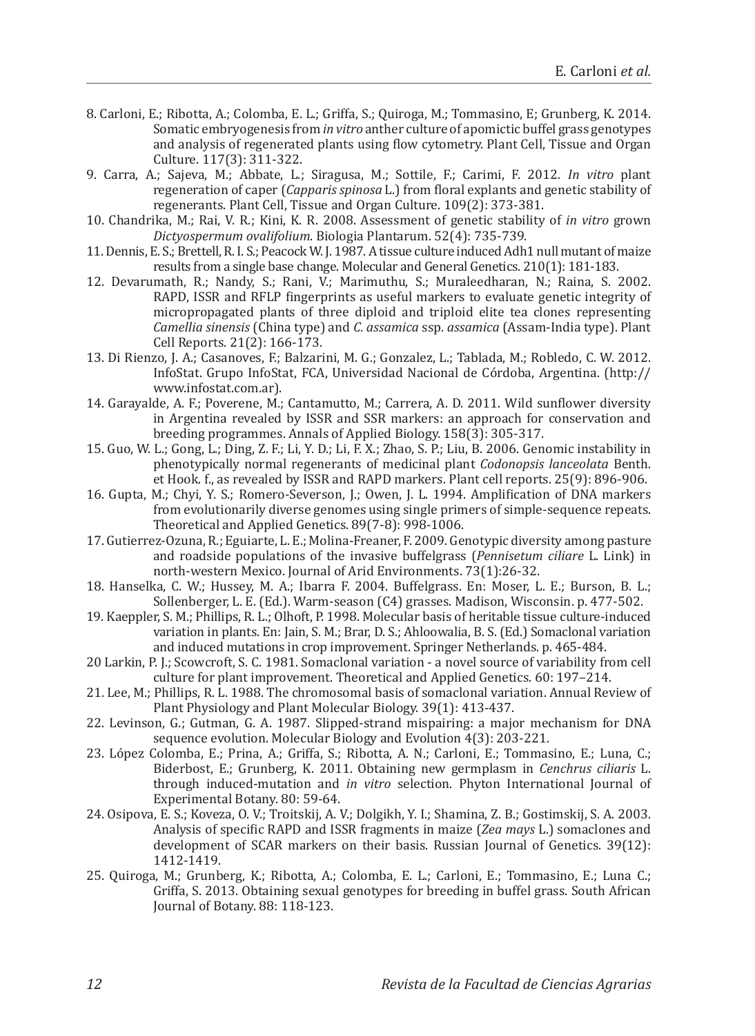8. Carloni, E.; Ribotta, A.; Colomba, E. L.; Griffa, S.; Quiroga, M.; Tommasino, E; Grunberg, K. 2014. Somatic embryogenesis from *in vitro* anther culture of apomictic buffel grass genotypes and analysis of regenerated plants using flow cytometry. Plant Cell, Tissue and Organ Culture. 117(3): 311-322.

9. Carra, A.; Sajeva, M.; Abbate, L.; Siragusa, M.; Sottile, F.; Carimi, F. 2012. *In vitro* plant regeneration of caper (*Capparis spinosa* L.) from floral explants and genetic stability of regenerants. Plant Cell, Tissue and Organ Culture. 109(2): 373-381.

10. Chandrika, M.; Rai, V. R.; Kini, K. R. 2008. Assessment of genetic stability of *in vitro* grown *Dictyospermum ovalifolium*. Biologia Plantarum. 52(4): 735-739.

11. Dennis, E. S.; Brettell, R. I. S.; Peacock W. J. 1987. A tissue culture induced Adh1 null mutant of maize results from a single base change. Molecular and General Genetics. 210(1): 181-183.

12. Devarumath, R.; Nandy, S.; Rani, V.; Marimuthu, S.; Muraleedharan, N.; Raina, S. 2002. RAPD, ISSR and RFLP fingerprints as useful markers to evaluate genetic integrity of micropropagated plants of three diploid and triploid elite tea clones representing *Camellia sinensis* (China type) and *C. assamica* ssp. *assamica* (Assam-India type). Plant Cell Reports. 21(2): 166-173.

13. Di Rienzo, J. A.; Casanoves, F.; Balzarini, M. G.; Gonzalez, L.; Tablada, M.; Robledo, C. W. 2012. InfoStat. Grupo InfoStat, FCA, Universidad Nacional de Córdoba, Argentina. (http://www.infostat.com.ar).

14. Garayalde, A. F.; Poverene, M.; Cantamutto, M.; Carrera, A. D. 2011. Wild sunflower diversity in Argentina revealed by ISSR and SSR markers: an approach for conservation and breeding programmes. Annals of Applied Biology. 158(3): 305-317.

15. Guo, W. L.; Gong, L.; Ding, Z. F.; Li, Y. D.; Li, F. X.; Zhao, S. P.; Liu, B. 2006. Genomic instability in phenotypically normal regenerants of medicinal plant *Codonopsis lanceolata* Benth. et Hook. f., as revealed by ISSR and RAPD markers. Plant cell reports. 25(9): 896-906.

16. Gupta, M.; Chyi, Y. S.; Romero-Severson, J.; Owen, J. L. 1994. Amplification of DNA markers from evolutionarily diverse genomes using single primers of simple-sequence repeats. Theoretical and Applied Genetics. 89(7-8): 998-1006.

17. Gutierrez-Ozuna, R.; Eguiarte, L. E.; Molina-Freaner, F. 2009. Genotypic diversity among pasture and roadside populations of the invasive buffelgrass (*Pennisetum ciliare* L. Link) in north-western Mexico. Journal of Arid Environments. 73(1):26-32.

18. Hanselka, C. W.; Hussey, M. A.; Ibarra F. 2004. Buffelgrass. En: Moser, L. E.; Burson, B. L.; Sollenberger, L. E. (Ed.). Warm-season (C4) grasses. Madison, Wisconsin. p. 477-502.

19. Kaeppler, S. M.; Phillips, R. L.; Olhoft, P. 1998. Molecular basis of heritable tissue culture-induced variation in plants. En: Jain, S. M.; Brar, D. S.; Ahloowalia, B. S. (Ed.) Somaclonal variation and induced mutations in crop improvement. Springer Netherlands. p. 465-484.

20 Larkin, P. J.; Scowcroft, S. C. 1981. Somaclonal variation - a novel source of variability from cell culture for plant improvement. Theoretical and Applied Genetics. 60: 197–214.

21. Lee, M.; Phillips, R. L. 1988. The chromosomal basis of somaclonal variation. Annual Review of Plant Physiology and Plant Molecular Biology. 39(1): 413-437.

22. Levinson, G.; Gutman, G. A. 1987. Slipped-strand mispairing: a major mechanism for DNA sequence evolution. Molecular Biology and Evolution 4(3): 203-221.

23. López Colomba, E.; Prina, A.; Griffa, S.; Ribotta, A. N.; Carloni, E.; Tommasino, E.; Luna, C.; Biderbost, E.; Grunberg, K. 2011. Obtaining new germplasm in *Cenchrus ciliaris* L. through induced-mutation and *in vitro* selection. Phyton International Journal of Experimental Botany. 80: 59-64.

24. Osipova, E. S.; Koveza, O. V.; Troitskij, A. V.; Dolgikh, Y. I.; Shamina, Z. B.; Gostimskij, S. A. 2003. Analysis of specific RAPD and ISSR fragments in maize (*Zea mays* L.) somaclones and development of SCAR markers on their basis. Russian Journal of Genetics. 39(12): 1412-1419.

25. Quiroga, M.; Grunberg, K.; Ribotta, A.; Colomba, E. L.; Carloni, E.; Tommasino, E.; Luna C.; Griffa, S. 2013. Obtaining sexual genotypes for breeding in buffel grass. South African Journal of Botany. 88: 118-123.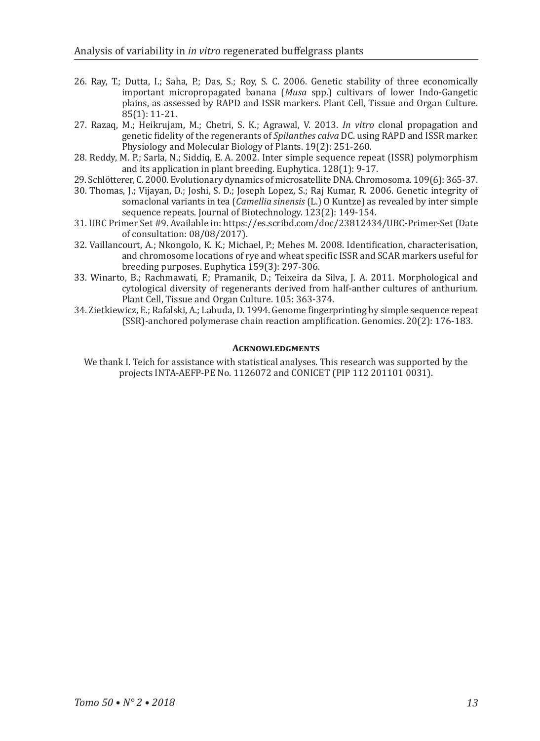26. Ray, T.; Dutta, I.; Saha, P.; Das, S.; Roy, S. C. 2006. Genetic stability of three economically important micropropagated banana (*Musa* spp.) cultivars of lower Indo-Gangetic plains, as assessed by RAPD and ISSR markers. Plant Cell, Tissue and Organ Culture. 85(1): 11-21.
27. Razaq, M.; Heikrujam, M.; Chetri, S. K.; Agrawal, V. 2013. *In vitro* clonal propagation and genetic fidelity of the regenerants of *Spilanthes calva* DC. using RAPD and ISSR marker. Physiology and Molecular Biology of Plants. 19(2): 251-260.
28. Reddy, M. P.; Sarla, N.; Siddiq, E. A. 2002. Inter simple sequence repeat (ISSR) polymorphism and its application in plant breeding. Euphytica. 128(1): 9-17.
29. Schlötterer, C. 2000. Evolutionary dynamics of microsatellite DNA. Chromosoma. 109(6): 365-37.
30. Thomas, J.; Vijayan, D.; Joshi, S. D.; Joseph Lopez, S.; Raj Kumar, R. 2006. Genetic integrity of somaclonal variants in tea (*Camellia sinensis* (L.) O Kuntze) as revealed by inter simple sequence repeats. Journal of Biotechnology. 123(2): 149-154.
31. UBC Primer Set #9. Available in: https://es.scribd.com/doc/23812434/UBC-Primer-Set (Date of consultation: 08/08/2017).
32. Vaillancourt, A.; Nkongolo, K. K.; Michael, P.; Mehes M. 2008. Identification, characterisation, and chromosome locations of rye and wheat specific ISSR and SCAR markers useful for breeding purposes. Euphytica 159(3): 297-306.
33. Winarto, B.; Rachmawati, F.; Pramanik, D.; Teixeira da Silva, J. A. 2011. Morphological and cytological diversity of regenerants derived from half-anther cultures of anthurium. Plant Cell, Tissue and Organ Culture. 105: 363-374.
34. Zietkiewicz, E.; Rafalski, A.; Labuda, D. 1994. Genome fingerprinting by simple sequence repeat (SSR)-anchored polymerase chain reaction amplification. Genomics. 20(2): 176-183.

## Acknowledgments

We thank I. Teich for assistance with statistical analyses. This research was supported by the projects INTA-AEFP-PE No. 1126072 and CONICET (PIP 112 201101 0031).